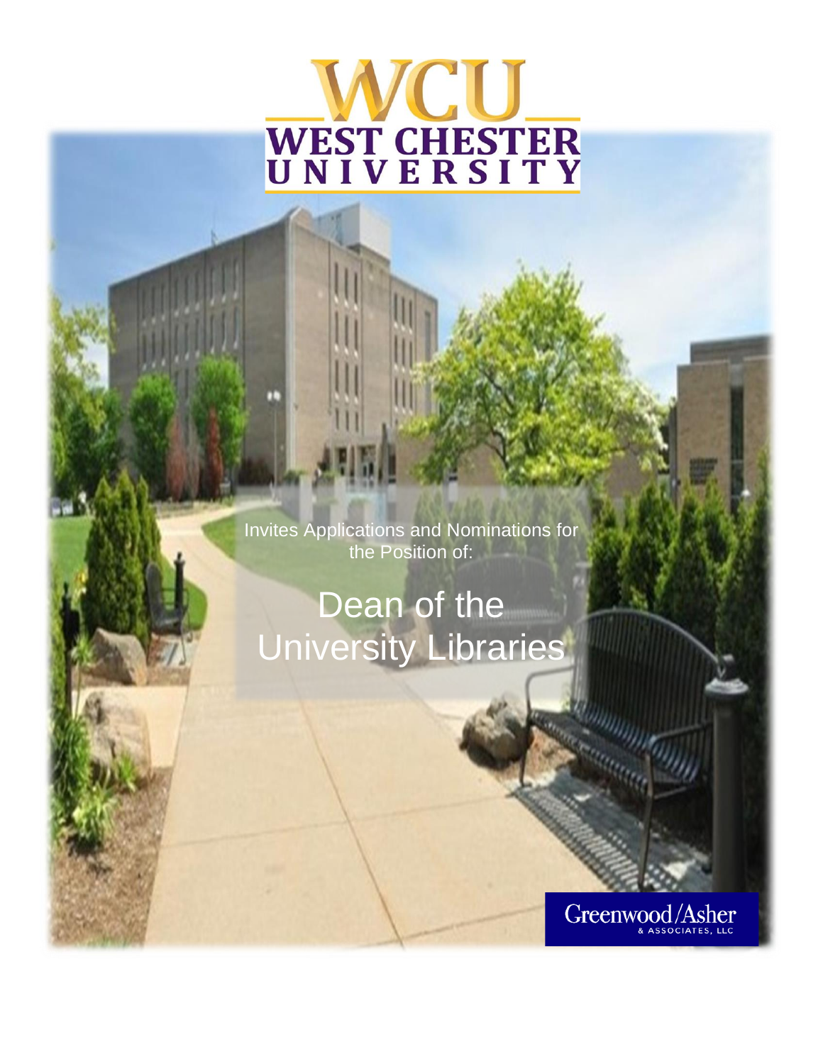WCU

WEST CHESTER UNIVERSITY

Invites Applications and Nominations for the Position of:

# Dean of the University Libraries

Greenwood/Asher & Associates, LLC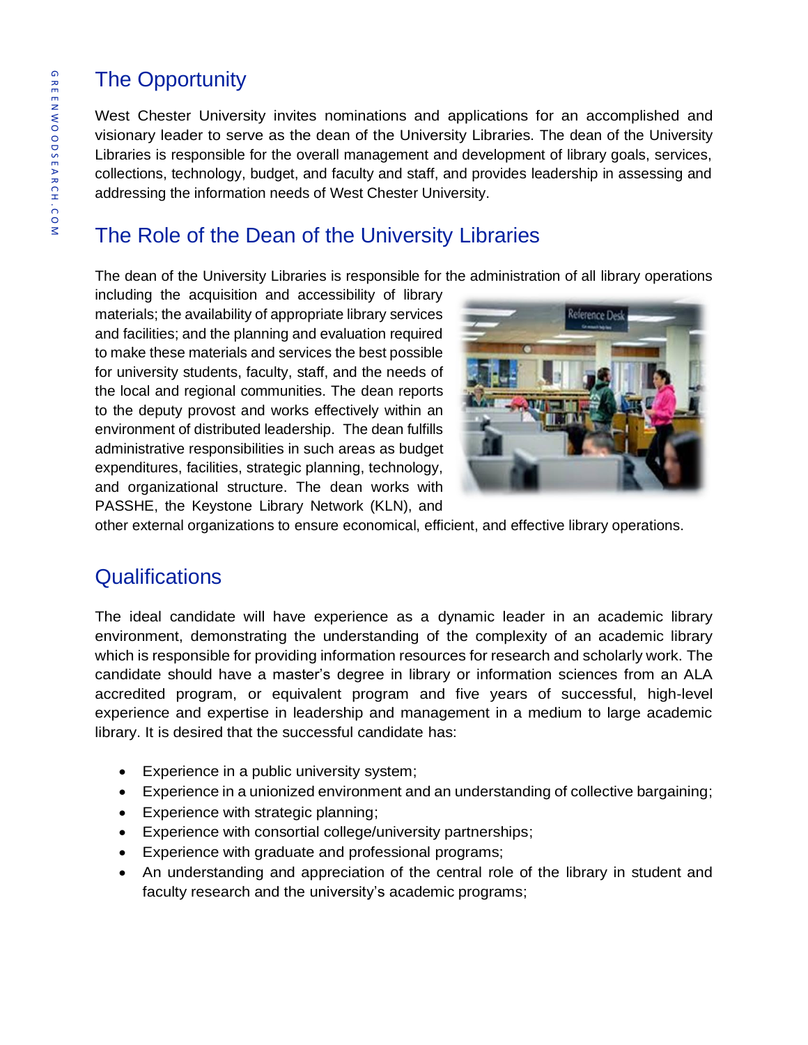## The Opportunity

West Chester University invites nominations and applications for an accomplished and visionary leader to serve as the dean of the University Libraries. The dean of the University Libraries is responsible for the overall management and development of library goals, services, collections, technology, budget, and faculty and staff, and provides leadership in assessing and addressing the information needs of West Chester University.

## The Role of the Dean of the University Libraries

The dean of the University Libraries is responsible for the administration of all library operations including the acquisition and accessibility of library materials; the availability of appropriate library services and facilities; and the planning and evaluation required to make these materials and services the best possible for university students, faculty, staff, and the needs of the local and regional communities. The dean reports to the deputy provost and works effectively within an environment of distributed leadership. The dean fulfills administrative responsibilities in such areas as budget expenditures, facilities, strategic planning, technology, and organizational structure. The dean works with PASSHE, the Keystone Library Network (KLN), and other external organizations to ensure economical, efficient, and effective library operations.

## Qualifications

The ideal candidate will have experience as a dynamic leader in an academic library environment, demonstrating the understanding of the complexity of an academic library which is responsible for providing information resources for research and scholarly work. The candidate should have a master's degree in library or information sciences from an ALA accredited program, or equivalent program and five years of successful, high-level experience and expertise in leadership and management in a medium to large academic library. It is desired that the successful candidate has:

- Experience in a public university system;
- Experience in a unionized environment and an understanding of collective bargaining;
- Experience with strategic planning;
- Experience with consortial college/university partnerships;
- Experience with graduate and professional programs;
- An understanding and appreciation of the central role of the library in student and faculty research and the university's academic programs;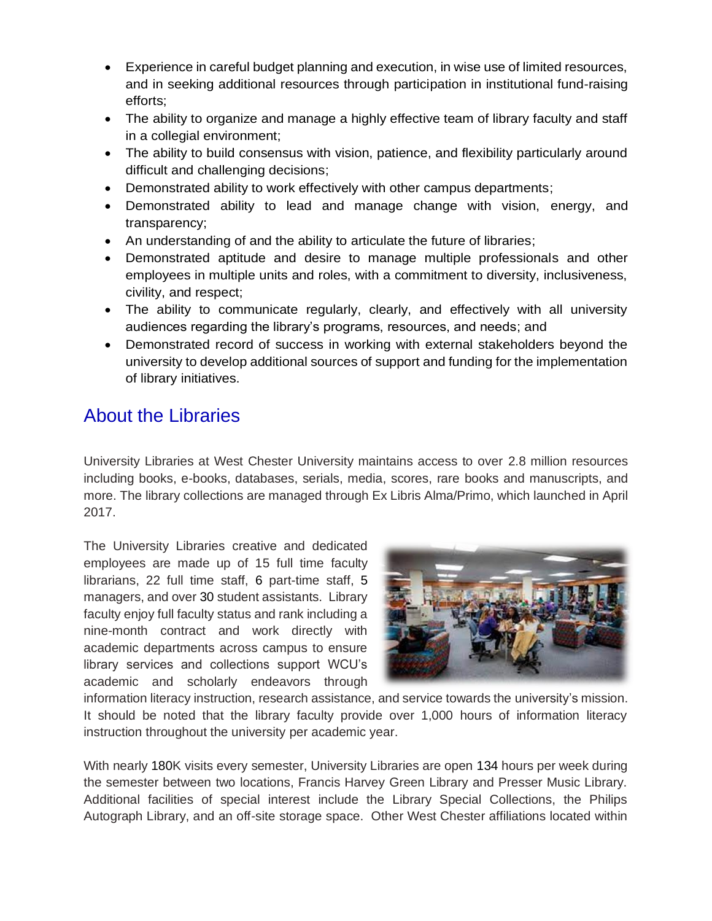- Experience in careful budget planning and execution, in wise use of limited resources, and in seeking additional resources through participation in institutional fund-raising efforts;
- The ability to organize and manage a highly effective team of library faculty and staff in a collegial environment;
- The ability to build consensus with vision, patience, and flexibility particularly around difficult and challenging decisions;
- Demonstrated ability to work effectively with other campus departments;
- Demonstrated ability to lead and manage change with vision, energy, and transparency;
- An understanding of and the ability to articulate the future of libraries;
- Demonstrated aptitude and desire to manage multiple professionals and other employees in multiple units and roles, with a commitment to diversity, inclusiveness, civility, and respect;
- The ability to communicate regularly, clearly, and effectively with all university audiences regarding the library's programs, resources, and needs; and
- Demonstrated record of success in working with external stakeholders beyond the university to develop additional sources of support and funding for the implementation of library initiatives.

## About the Libraries

University Libraries at West Chester University maintains access to over 2.8 million resources including books, e-books, databases, serials, media, scores, rare books and manuscripts, and more. The library collections are managed through Ex Libris Alma/Primo, which launched in April 2017.

The University Libraries creative and dedicated employees are made up of 15 full time faculty librarians, 22 full time staff, 6 part-time staff, 5 managers, and over 30 student assistants. Library faculty enjoy full faculty status and rank including a nine-month contract and work directly with academic departments across campus to ensure library services and collections support WCU's academic and scholarly endeavors through information literacy instruction, research assistance, and service towards the university's mission. It should be noted that the library faculty provide over 1,000 hours of information literacy instruction throughout the university per academic year.

With nearly 180K visits every semester, University Libraries are open 134 hours per week during the semester between two locations, Francis Harvey Green Library and Presser Music Library. Additional facilities of special interest include the Library Special Collections, the Philips Autograph Library, and an off-site storage space. Other West Chester affiliations located within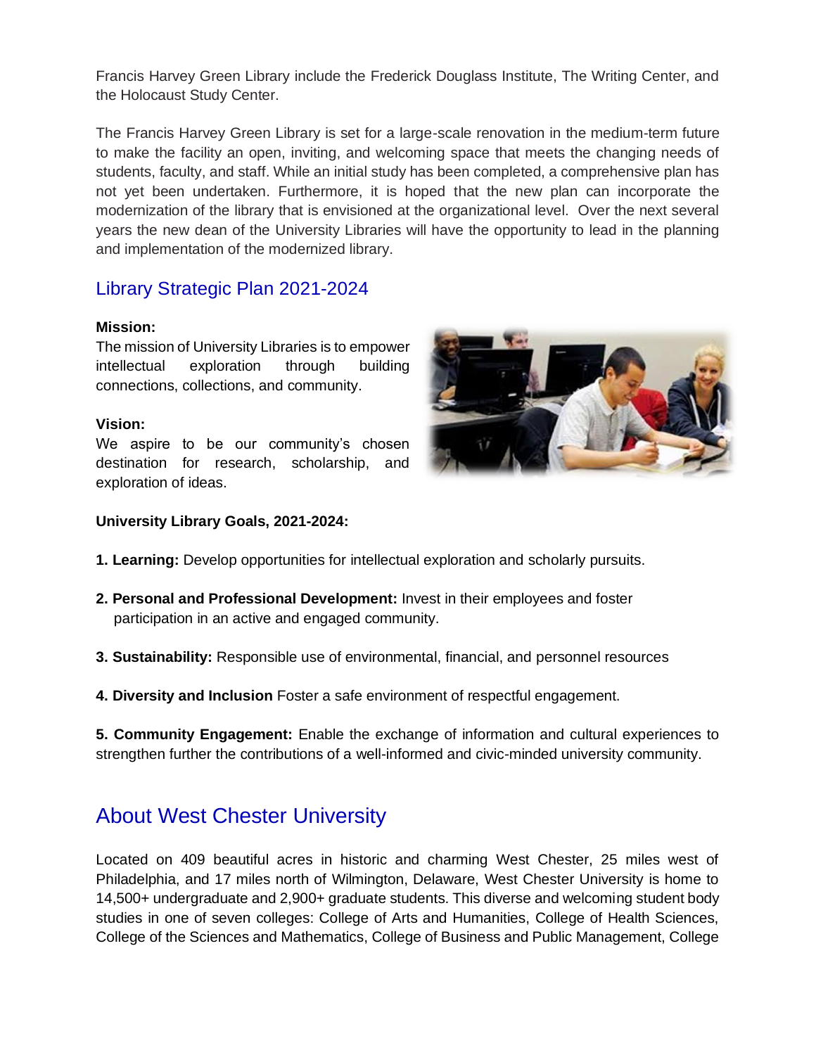Francis Harvey Green Library include the Frederick Douglass Institute, The Writing Center, and the Holocaust Study Center.

The Francis Harvey Green Library is set for a large-scale renovation in the medium-term future to make the facility an open, inviting, and welcoming space that meets the changing needs of students, faculty, and staff. While an initial study has been completed, a comprehensive plan has not yet been undertaken. Furthermore, it is hoped that the new plan can incorporate the modernization of the library that is envisioned at the organizational level. Over the next several years the new dean of the University Libraries will have the opportunity to lead in the planning and implementation of the modernized library.

## Library Strategic Plan 2021-2024

**Mission:**
The mission of University Libraries is to empower intellectual exploration through building connections, collections, and community.

**Vision:**
We aspire to be our community's chosen destination for research, scholarship, and exploration of ideas.

**University Library Goals, 2021-2024:**

**1. Learning:** Develop opportunities for intellectual exploration and scholarly pursuits.

**2. Personal and Professional Development:** Invest in their employees and foster participation in an active and engaged community.

**3. Sustainability:** Responsible use of environmental, financial, and personnel resources

**4. Diversity and Inclusion** Foster a safe environment of respectful engagement.

**5. Community Engagement:** Enable the exchange of information and cultural experiences to strengthen further the contributions of a well-informed and civic-minded university community.

## About West Chester University

Located on 409 beautiful acres in historic and charming West Chester, 25 miles west of Philadelphia, and 17 miles north of Wilmington, Delaware, West Chester University is home to 14,500+ undergraduate and 2,900+ graduate students. This diverse and welcoming student body studies in one of seven colleges: College of Arts and Humanities, College of Health Sciences, College of the Sciences and Mathematics, College of Business and Public Management, College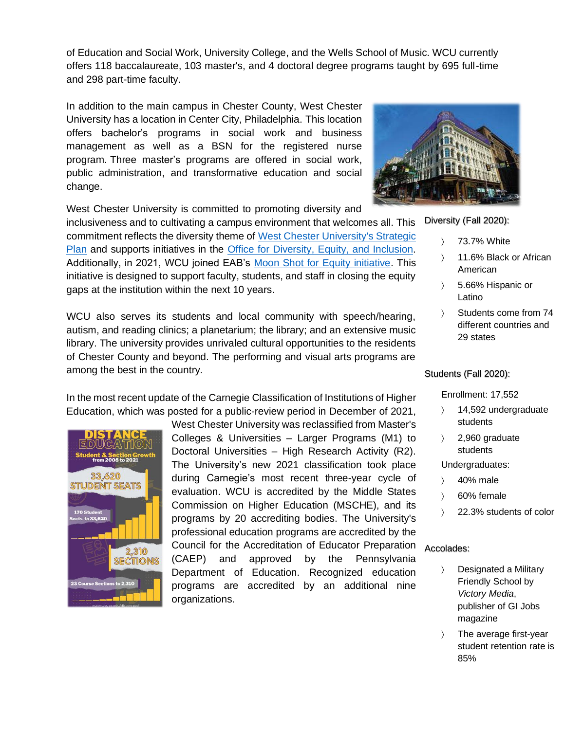of Education and Social Work, University College, and the Wells School of Music. WCU currently offers 118 baccalaureate, 103 master's, and 4 doctoral degree programs taught by 695 full-time and 298 part-time faculty.

In addition to the main campus in Chester County, West Chester University has a location in Center City, Philadelphia. This location offers bachelor's programs in social work and business management as well as a BSN for the registered nurse program. Three master's programs are offered in social work, public administration, and transformative education and social change.

West Chester University is committed to promoting diversity and inclusiveness and to cultivating a campus environment that welcomes all. This commitment reflects the diversity theme of [West Chester University's Strategic Plan]() and supports initiatives in the [Office for Diversity, Equity, and Inclusion](). Additionally, in 2021, WCU joined EAB's [Moon Shot for Equity initiative](). This initiative is designed to support faculty, students, and staff in closing the equity gaps at the institution within the next 10 years.

WCU also serves its students and local community with speech/hearing, autism, and reading clinics; a planetarium; the library; and an extensive music library. The university provides unrivaled cultural opportunities to the residents of Chester County and beyond. The performing and visual arts programs are among the best in the country.

In the most recent update of the Carnegie Classification of Institutions of Higher Education, which was posted for a public-review period in December of 2021, West Chester University was reclassified from Master's Colleges & Universities – Larger Programs (M1) to Doctoral Universities – High Research Activity (R2). The University's new 2021 classification took place during Carnegie's most recent three-year cycle of evaluation. WCU is accredited by the Middle States Commission on Higher Education (MSCHE), and its programs by 20 accrediting bodies. The University's professional education programs are accredited by the Council for the Accreditation of Educator Preparation (CAEP) and approved by the Pennsylvania Department of Education. Recognized education programs are accredited by an additional nine organizations.

DISTANCE EDUCATION
Student & Section Growth from 2008 to 2021
33,620 STUDENT SEATS
170 Student Seats to 33,620
2,310 SECTIONS
23 Course Sections to 2,310

Diversity (Fall 2020):

- 73.7% White
- 11.6% Black or African American
- 5.66% Hispanic or Latino
- Students come from 74 different countries and 29 states

Students (Fall 2020):

Enrollment: 17,552

- 14,592 undergraduate students
- 2,960 graduate students

Undergraduates:

- 40% male
- 60% female
- 22.3% students of color

Accolades:

- Designated a Military Friendly School by *Victory Media*, publisher of GI Jobs magazine
- The average first-year student retention rate is 85%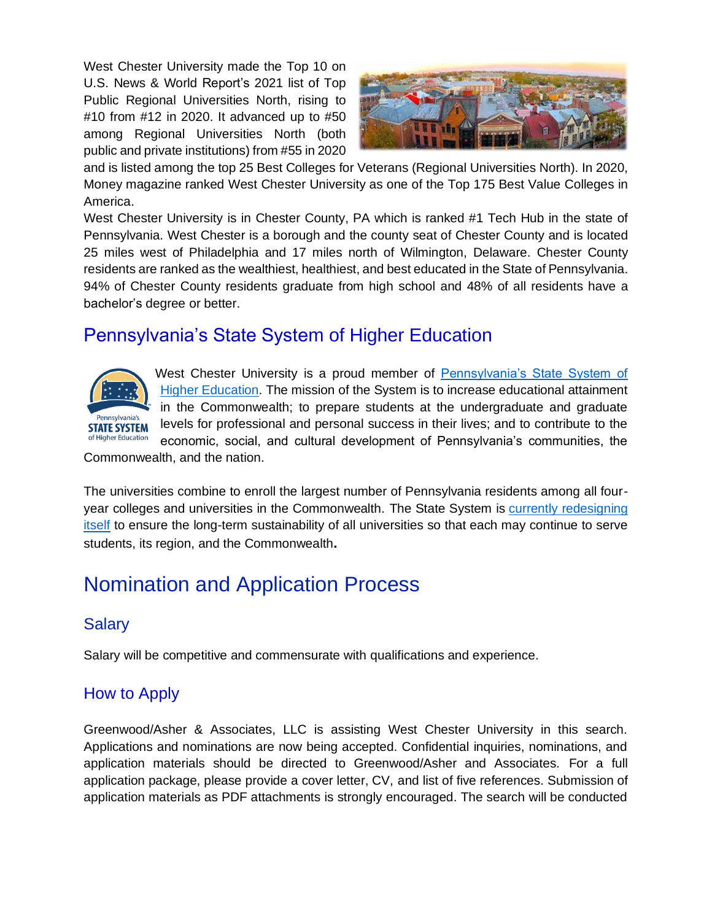West Chester University made the Top 10 on U.S. News & World Report's 2021 list of Top Public Regional Universities North, rising to #10 from #12 in 2020. It advanced up to #50 among Regional Universities North (both public and private institutions) from #55 in 2020 and is listed among the top 25 Best Colleges for Veterans (Regional Universities North). In 2020, Money magazine ranked West Chester University as one of the Top 175 Best Value Colleges in America.

West Chester University is in Chester County, PA which is ranked #1 Tech Hub in the state of Pennsylvania. West Chester is a borough and the county seat of Chester County and is located 25 miles west of Philadelphia and 17 miles north of Wilmington, Delaware. Chester County residents are ranked as the wealthiest, healthiest, and best educated in the State of Pennsylvania. 94% of Chester County residents graduate from high school and 48% of all residents have a bachelor's degree or better.

## Pennsylvania's State System of Higher Education

West Chester University is a proud member of Pennsylvania's State System of Higher Education. The mission of the System is to increase educational attainment in the Commonwealth; to prepare students at the undergraduate and graduate levels for professional and personal success in their lives; and to contribute to the economic, social, and cultural development of Pennsylvania's communities, the Commonwealth, and the nation.

The universities combine to enroll the largest number of Pennsylvania residents among all four-year colleges and universities in the Commonwealth. The State System is currently redesigning itself to ensure the long-term sustainability of all universities so that each may continue to serve students, its region, and the Commonwealth.

# Nomination and Application Process

## Salary

Salary will be competitive and commensurate with qualifications and experience.

## How to Apply

Greenwood/Asher & Associates, LLC is assisting West Chester University in this search. Applications and nominations are now being accepted. Confidential inquiries, nominations, and application materials should be directed to Greenwood/Asher and Associates. For a full application package, please provide a cover letter, CV, and list of five references. Submission of application materials as PDF attachments is strongly encouraged. The search will be conducted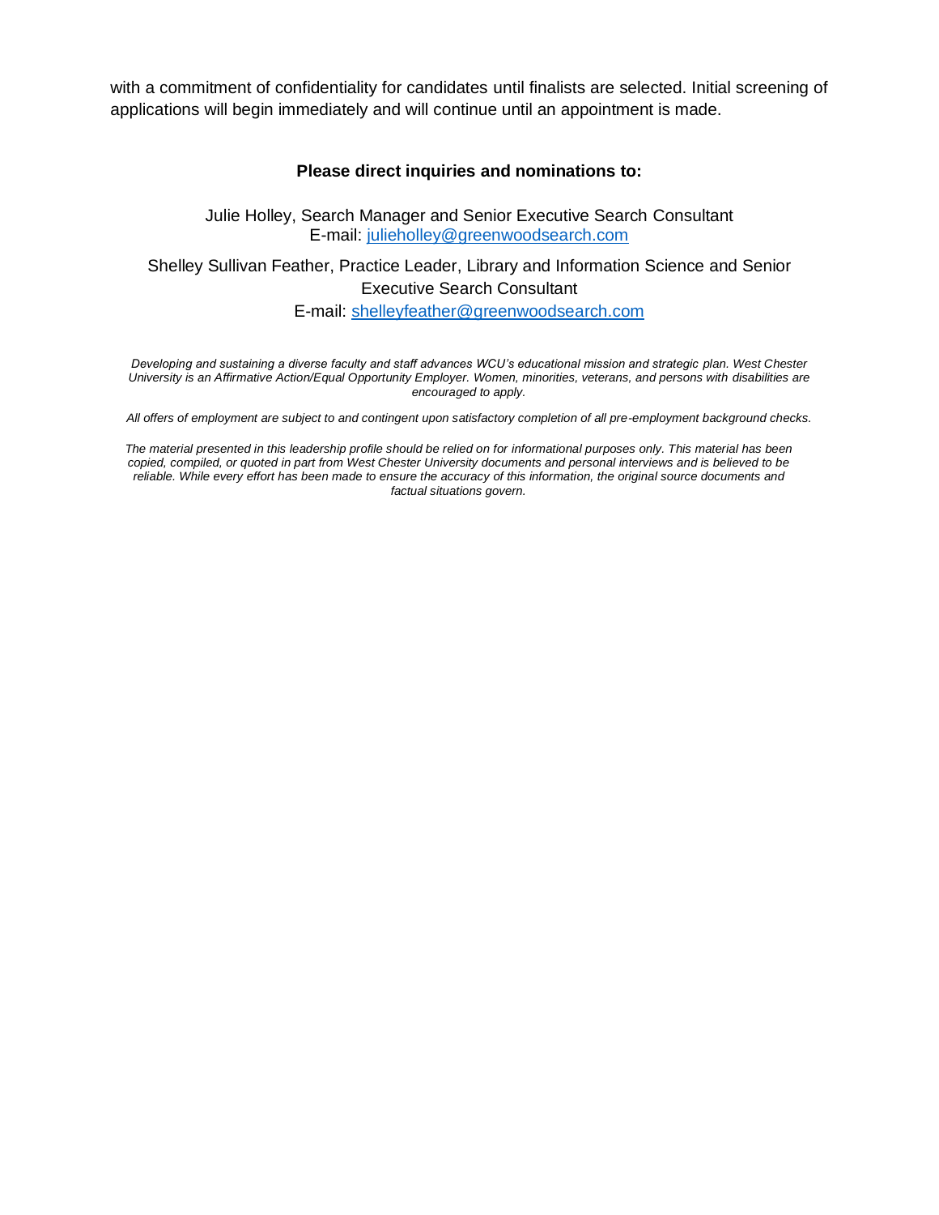with a commitment of confidentiality for candidates until finalists are selected. Initial screening of applications will begin immediately and will continue until an appointment is made.

**Please direct inquiries and nominations to:**

Julie Holley, Search Manager and Senior Executive Search Consultant
E-mail: [julieholley@greenwoodsearch.com](mailto:julieholley@greenwoodsearch.com)

Shelley Sullivan Feather, Practice Leader, Library and Information Science and Senior Executive Search Consultant
E-mail: [shelleyfeather@greenwoodsearch.com](mailto:shelleyfeather@greenwoodsearch.com)

*Developing and sustaining a diverse faculty and staff advances WCU's educational mission and strategic plan. West Chester University is an Affirmative Action/Equal Opportunity Employer. Women, minorities, veterans, and persons with disabilities are encouraged to apply.*

*All offers of employment are subject to and contingent upon satisfactory completion of all pre-employment background checks.*

*The material presented in this leadership profile should be relied on for informational purposes only. This material has been copied, compiled, or quoted in part from West Chester University documents and personal interviews and is believed to be reliable. While every effort has been made to ensure the accuracy of this information, the original source documents and factual situations govern.*